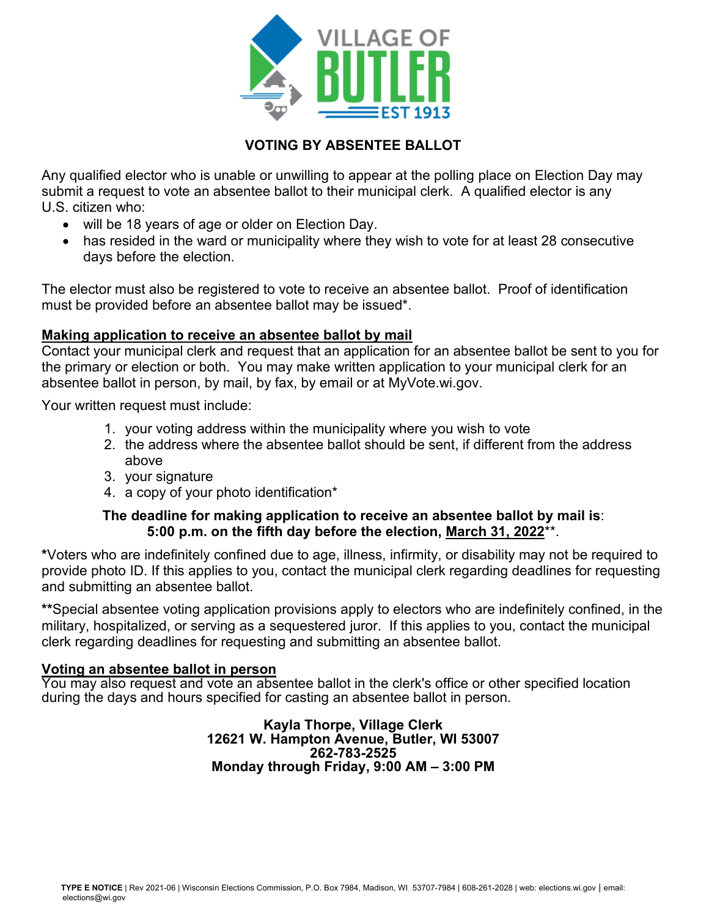# VOTING BY ABSENTEE BALLOT

Any qualified elector who is unable or unwilling to appear at the polling place on Election Day may submit a request to vote an absentee ballot to their municipal clerk. A qualified elector is any U.S. citizen who:

- will be 18 years of age or older on Election Day.
- has resided in the ward or municipality where they wish to vote for at least 28 consecutive days before the election.

The elector must also be registered to vote to receive an absentee ballot. Proof of identification must be provided before an absentee ballot may be issued*.

## Making application to receive an absentee ballot by mail

Contact your municipal clerk and request that an application for an absentee ballot be sent to you for the primary or election or both. You may make written application to your municipal clerk for an absentee ballot in person, by mail, by fax, by email or at MyVote.wi.gov.

Your written request must include:

1. your voting address within the municipality where you wish to vote
2. the address where the absentee ballot should be sent, if different from the address above
3. your signature
4. a copy of your photo identification*

**The deadline for making application to receive an absentee ballot by mail is: 5:00 p.m. on the fifth day before the election, March 31, 2022****.

***Voters who are indefinitely confined due to age, illness, infirmity, or disability may not be required to provide photo ID. If this applies to you, contact the municipal clerk regarding deadlines for requesting and submitting an absentee ballot.

****Special absentee voting application provisions apply to electors who are indefinitely confined, in the military, hospitalized, or serving as a sequestered juror. If this applies to you, contact the municipal clerk regarding deadlines for requesting and submitting an absentee ballot.

## Voting an absentee ballot in person

You may also request and vote an absentee ballot in the clerk's office or other specified location during the days and hours specified for casting an absentee ballot in person.

**Kayla Thorpe, Village Clerk**
**12621 W. Hampton Avenue, Butler, WI 53007**
**262-783-2525**
**Monday through Friday, 9:00 AM – 3:00 PM**

**TYPE E NOTICE** | Rev 2021-06 | Wisconsin Elections Commission, P.O. Box 7984, Madison, WI 53707-7984 | 608-261-2028 | web: elections.wi.gov | email: elections@wi.gov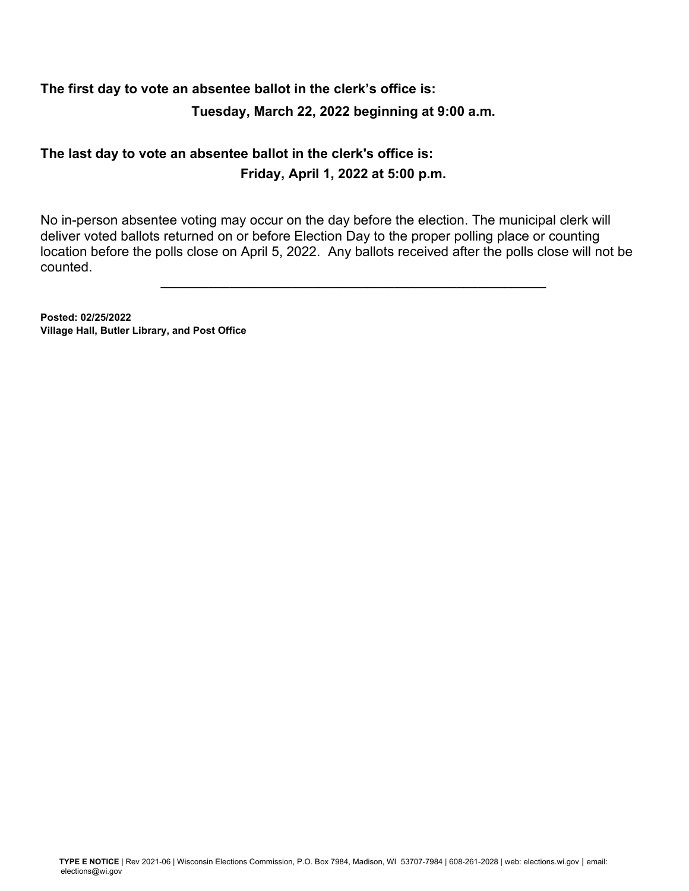**The first day to vote an absentee ballot in the clerk's office is:**

**Tuesday, March 22, 2022 beginning at 9:00 a.m.**

**The last day to vote an absentee ballot in the clerk's office is:**

**Friday, April 1, 2022 at 5:00 p.m.**

No in-person absentee voting may occur on the day before the election. The municipal clerk will deliver voted ballots returned on or before Election Day to the proper polling place or counting location before the polls close on April 5, 2022. Any ballots received after the polls close will not be counted.

---

**Posted: 02/25/2022**
**Village Hall, Butler Library, and Post Office**

**TYPE E NOTICE** | Rev 2021-06 | Wisconsin Elections Commission, P.O. Box 7984, Madison, WI 53707-7984 | 608-261-2028 | web: elections.wi.gov | email: elections@wi.gov